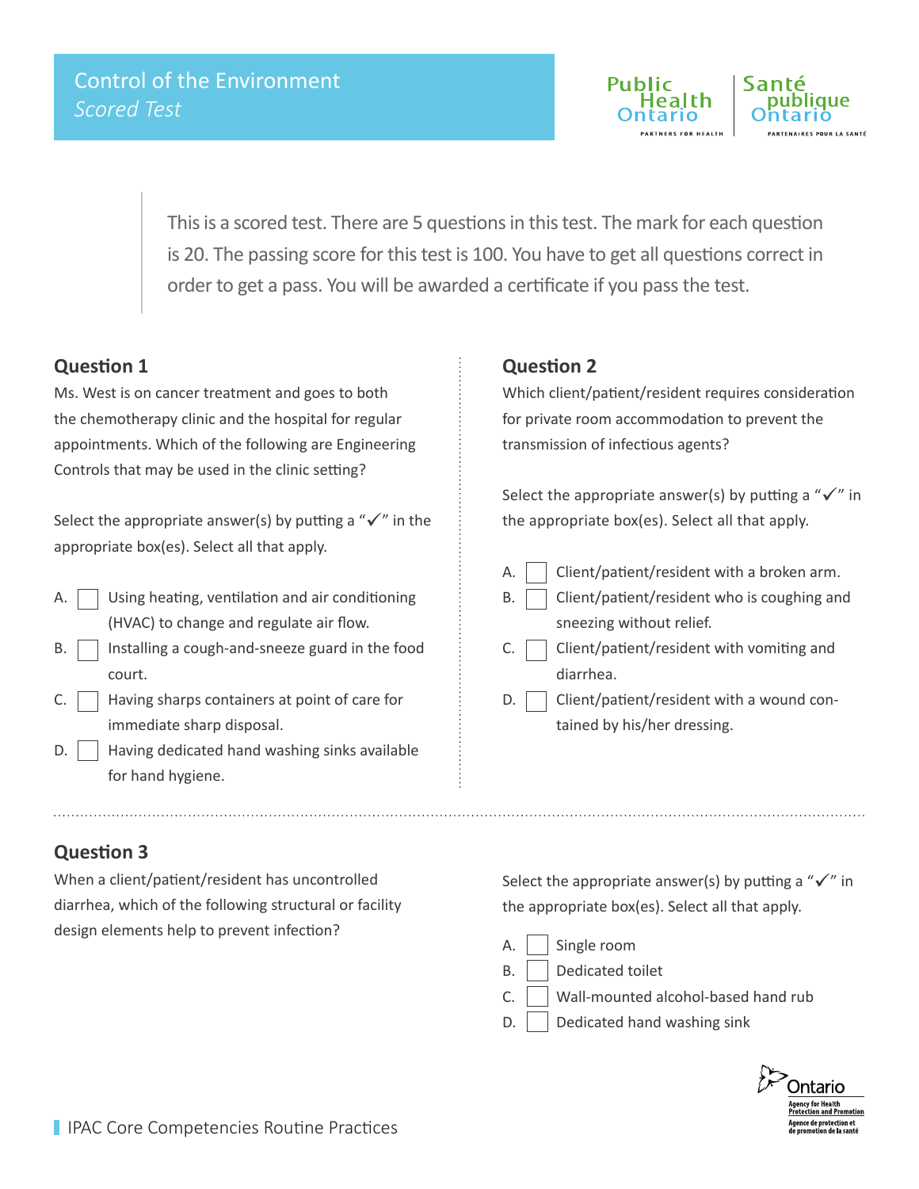# Control of the Environment

*Scored Test*

This is a scored test. There are 5 questions in this test. The mark for each question is 20. The passing score for this test is 100. You have to get all questions correct in order to get a pass. You will be awarded a certificate if you pass the test.

## Question 1

Ms. West is on cancer treatment and goes to both the chemotherapy clinic and the hospital for regular appointments. Which of the following are Engineering Controls that may be used in the clinic setting?

Select the appropriate answer(s) by putting a "✓" in the appropriate box(es). Select all that apply.

A. ☐ Using heating, ventilation and air conditioning (HVAC) to change and regulate air flow.
B. ☐ Installing a cough-and-sneeze guard in the food court.
C. ☐ Having sharps containers at point of care for immediate sharp disposal.
D. ☐ Having dedicated hand washing sinks available for hand hygiene.

## Question 2

Which client/patient/resident requires consideration for private room accommodation to prevent the transmission of infectious agents?

Select the appropriate answer(s) by putting a "✓" in the appropriate box(es). Select all that apply.

A. ☐ Client/patient/resident with a broken arm.
B. ☐ Client/patient/resident who is coughing and sneezing without relief.
C. ☐ Client/patient/resident with vomiting and diarrhea.
D. ☐ Client/patient/resident with a wound contained by his/her dressing.

## Question 3

When a client/patient/resident has uncontrolled diarrhea, which of the following structural or facility design elements help to prevent infection?

Select the appropriate answer(s) by putting a "✓" in the appropriate box(es). Select all that apply.

A. ☐ Single room
B. ☐ Dedicated toilet
C. ☐ Wall-mounted alcohol-based hand rub
D. ☐ Dedicated hand washing sink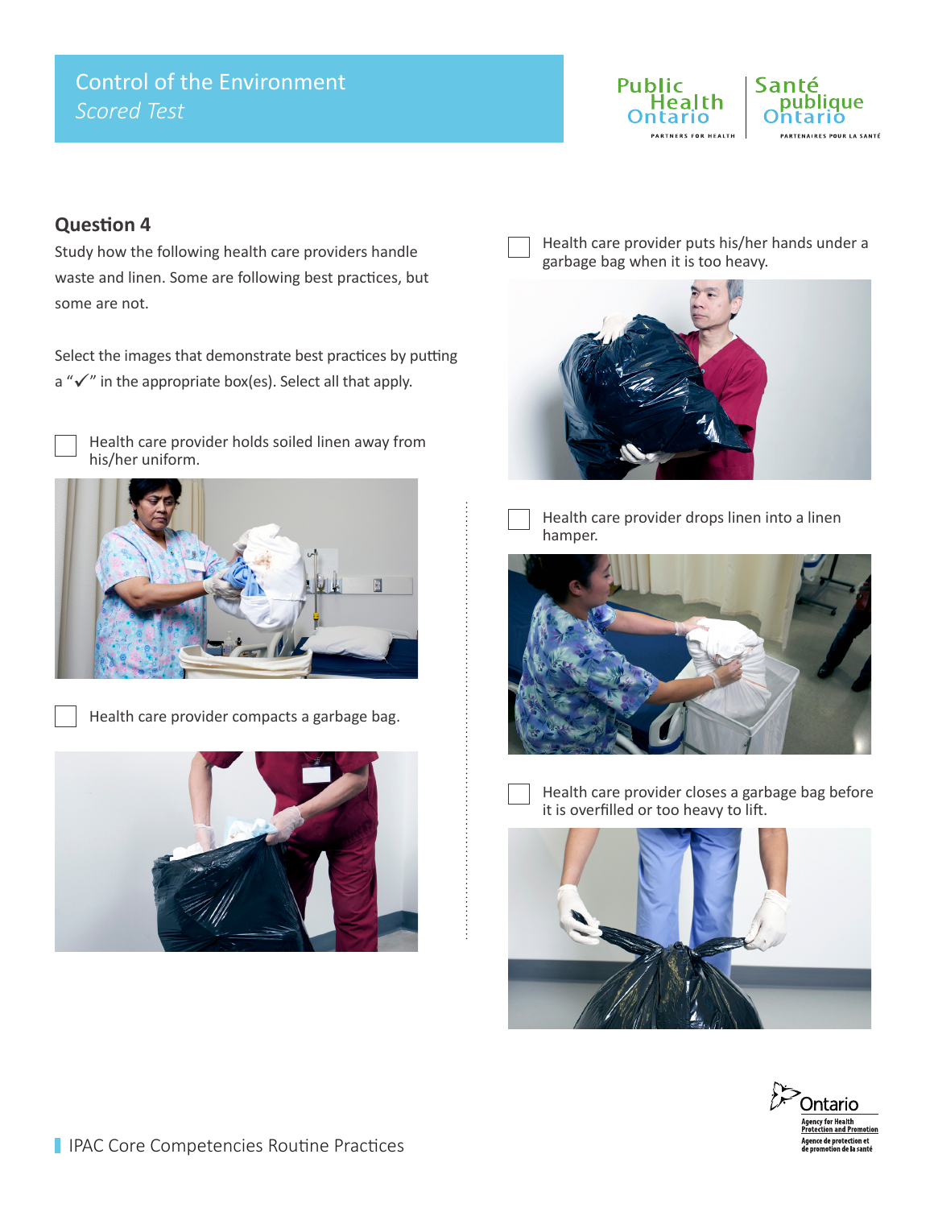# Control of the Environment

*Scored Test*

## Question 4

Study how the following health care providers handle waste and linen. Some are following best practices, but some are not.

Select the images that demonstrate best practices by putting a "✓" in the appropriate box(es). Select all that apply.

- ☐ Health care provider holds soiled linen away from his/her uniform.
- ☐ Health care provider compacts a garbage bag.
- ☐ Health care provider puts his/her hands under a garbage bag when it is too heavy.
- ☐ Health care provider drops linen into a linen hamper.
- ☐ Health care provider closes a garbage bag before it is overfilled or too heavy to lift.

IPAC Core Competencies Routine Practices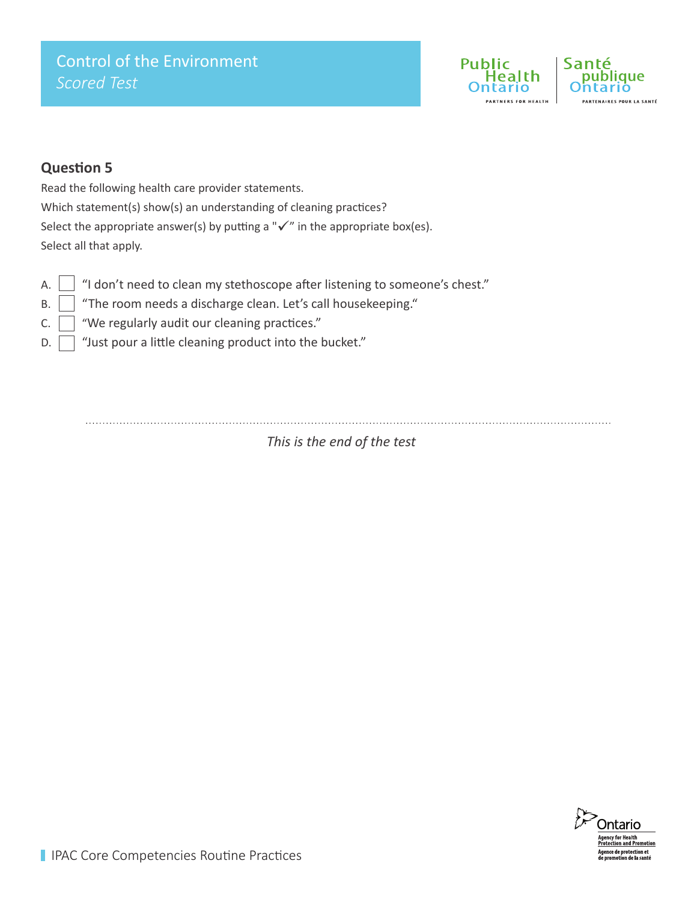## Question 5

Read the following health care provider statements.

Which statement(s) show(s) an understanding of cleaning practices?

Select the appropriate answer(s) by putting a "✓" in the appropriate box(es).

Select all that apply.

A. ☐ "I don't need to clean my stethoscope after listening to someone's chest."

B. ☐ "The room needs a discharge clean. Let's call housekeeping."

C. ☐ "We regularly audit our cleaning practices."

D. ☐ "Just pour a little cleaning product into the bucket."

*This is the end of the test*